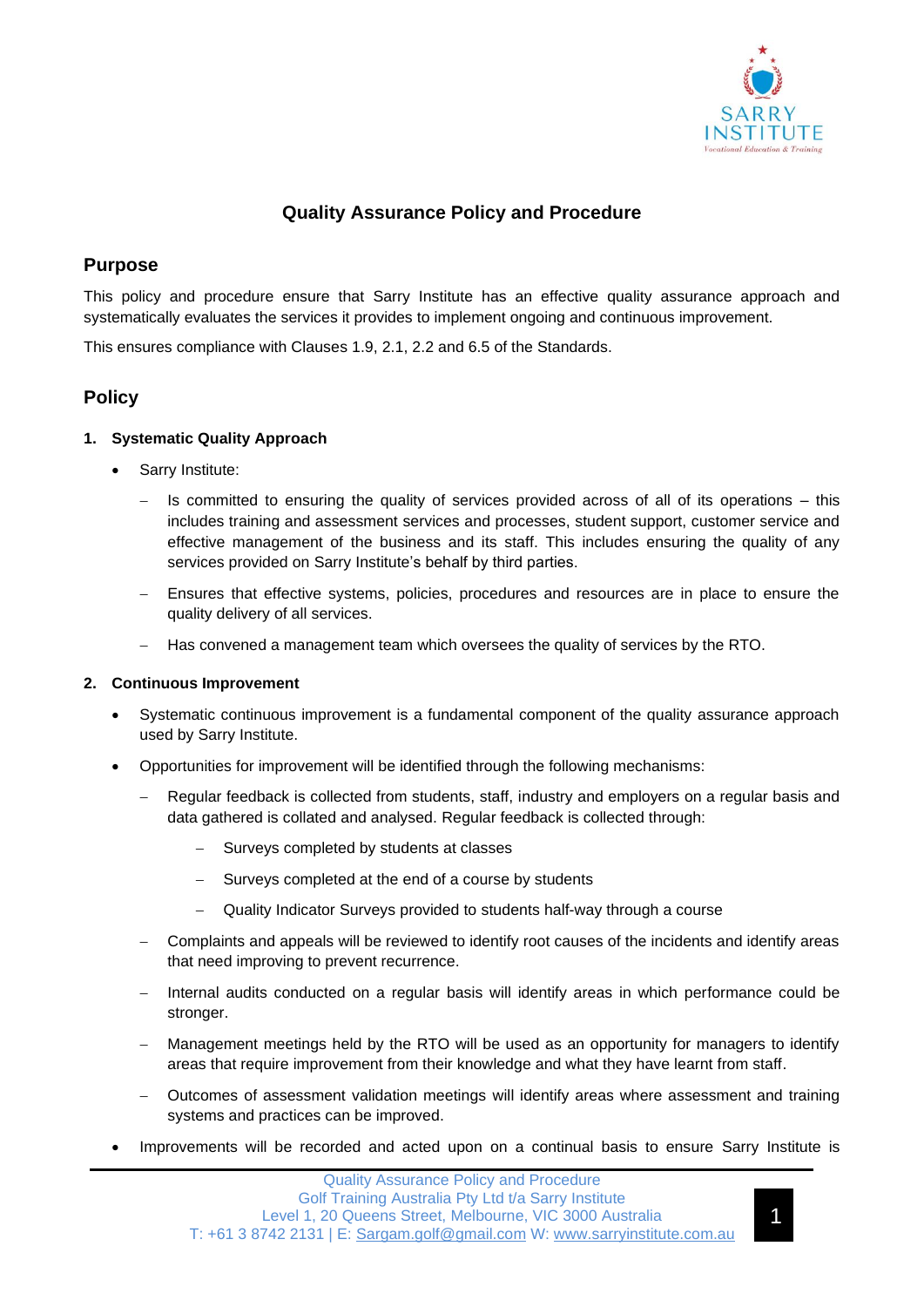# Quality Assurance Policy and Procedure

## Purpose

This policy and procedure ensure that Sarry Institute has an effective quality assurance approach and systematically evaluates the services it provides to implement ongoing and continuous improvement.

This ensures compliance with Clauses 1.9, 2.1, 2.2 and 6.5 of the Standards.

## Policy

### 1. Systematic Quality Approach

- Sarry Institute:
  - Is committed to ensuring the quality of services provided across of all of its operations – this includes training and assessment services and processes, student support, customer service and effective management of the business and its staff. This includes ensuring the quality of any services provided on Sarry Institute's behalf by third parties.
  - Ensures that effective systems, policies, procedures and resources are in place to ensure the quality delivery of all services.
  - Has convened a management team which oversees the quality of services by the RTO.

### 2. Continuous Improvement

- Systematic continuous improvement is a fundamental component of the quality assurance approach used by Sarry Institute.
- Opportunities for improvement will be identified through the following mechanisms:
  - Regular feedback is collected from students, staff, industry and employers on a regular basis and data gathered is collated and analysed. Regular feedback is collected through:
    - Surveys completed by students at classes
    - Surveys completed at the end of a course by students
    - Quality Indicator Surveys provided to students half-way through a course
  - Complaints and appeals will be reviewed to identify root causes of the incidents and identify areas that need improving to prevent recurrence.
  - Internal audits conducted on a regular basis will identify areas in which performance could be stronger.
  - Management meetings held by the RTO will be used as an opportunity for managers to identify areas that require improvement from their knowledge and what they have learnt from staff.
  - Outcomes of assessment validation meetings will identify areas where assessment and training systems and practices can be improved.
- Improvements will be recorded and acted upon on a continual basis to ensure Sarry Institute is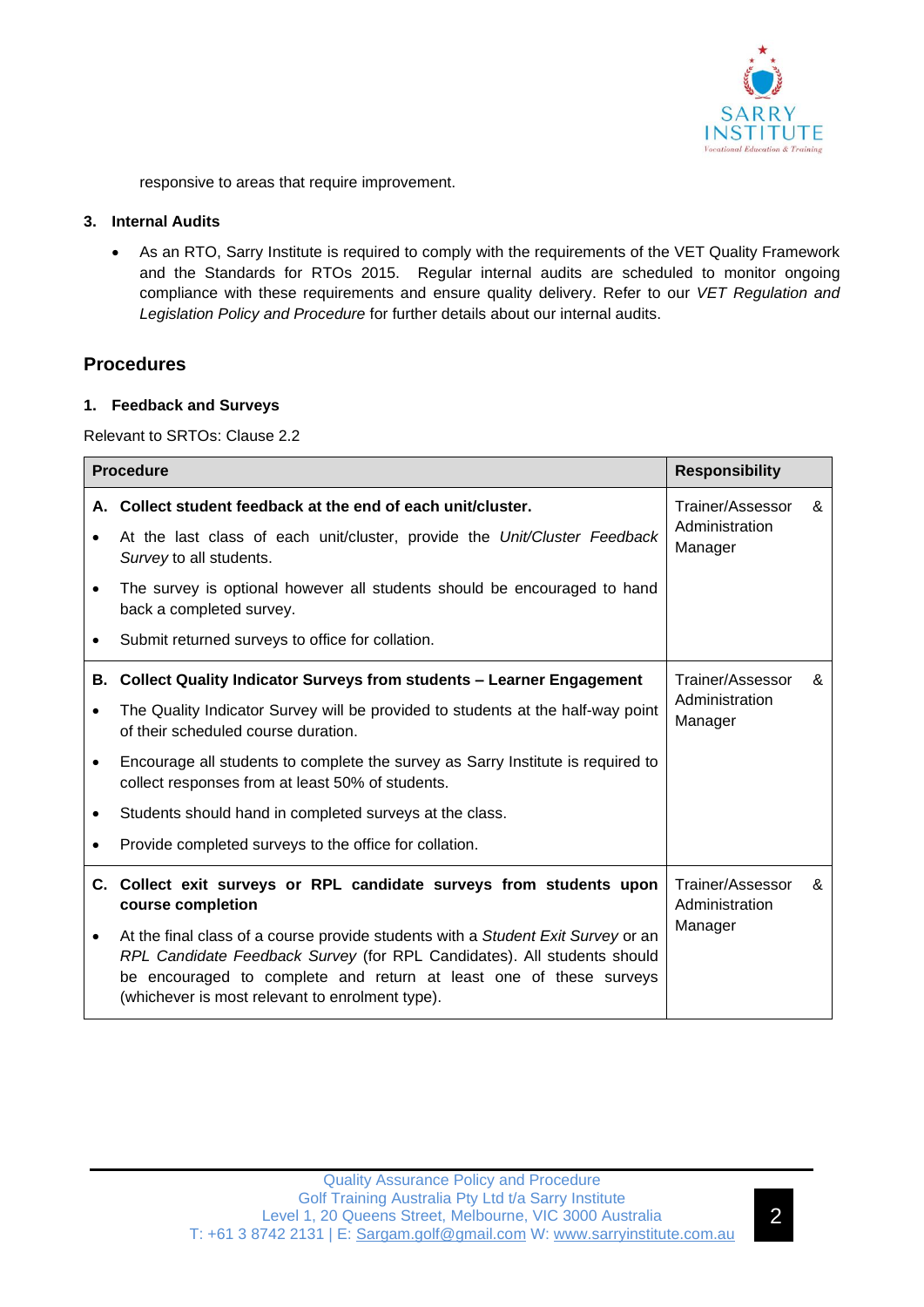responsive to areas that require improvement.

**3. Internal Audits**

- As an RTO, Sarry Institute is required to comply with the requirements of the VET Quality Framework and the Standards for RTOs 2015. Regular internal audits are scheduled to monitor ongoing compliance with these requirements and ensure quality delivery. Refer to our *VET Regulation and Legislation Policy and Procedure* for further details about our internal audits.

## Procedures

**1. Feedback and Surveys**

Relevant to SRTOs: Clause 2.2

| Procedure | Responsibility |
|---|---|
| **A. Collect student feedback at the end of each unit/cluster.**<br>• At the last class of each unit/cluster, provide the *Unit/Cluster Feedback Survey* to all students.<br>• The survey is optional however all students should be encouraged to hand back a completed survey.<br>• Submit returned surveys to office for collation. | Trainer/Assessor & Administration Manager |
| **B. Collect Quality Indicator Surveys from students – Learner Engagement**<br>• The Quality Indicator Survey will be provided to students at the half-way point of their scheduled course duration.<br>• Encourage all students to complete the survey as Sarry Institute is required to collect responses from at least 50% of students.<br>• Students should hand in completed surveys at the class.<br>• Provide completed surveys to the office for collation. | Trainer/Assessor & Administration Manager |
| **C. Collect exit surveys or RPL candidate surveys from students upon course completion**<br>• At the final class of a course provide students with a *Student Exit Survey* or an *RPL Candidate Feedback Survey* (for RPL Candidates). All students should be encouraged to complete and return at least one of these surveys (whichever is most relevant to enrolment type). | Trainer/Assessor & Administration Manager |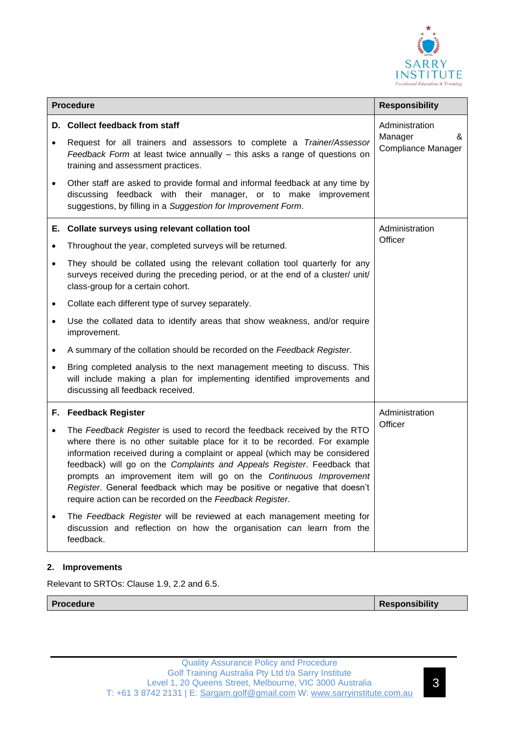| Procedure | Responsibility |
|---|---|
| **D. Collect feedback from staff**<br>• Request for all trainers and assessors to complete a *Trainer/Assessor Feedback Form* at least twice annually – this asks a range of questions on training and assessment practices.<br>• Other staff are asked to provide formal and informal feedback at any time by discussing feedback with their manager, or to make improvement suggestions, by filling in a *Suggestion for Improvement Form*. | Administration Manager & Compliance Manager |
| **E. Collate surveys using relevant collation tool**<br>• Throughout the year, completed surveys will be returned.<br>• They should be collated using the relevant collation tool quarterly for any surveys received during the preceding period, or at the end of a cluster/ unit/ class-group for a certain cohort.<br>• Collate each different type of survey separately.<br>• Use the collated data to identify areas that show weakness, and/or require improvement.<br>• A summary of the collation should be recorded on the *Feedback Register*.<br>• Bring completed analysis to the next management meeting to discuss. This will include making a plan for implementing identified improvements and discussing all feedback received. | Administration Officer |
| **F. Feedback Register**<br>• The *Feedback Register* is used to record the feedback received by the RTO where there is no other suitable place for it to be recorded. For example information received during a complaint or appeal (which may be considered feedback) will go on the *Complaints and Appeals Register*. Feedback that prompts an improvement item will go on the *Continuous Improvement Register*. General feedback which may be positive or negative that doesn't require action can be recorded on the *Feedback Register.*<br>• The *Feedback Register* will be reviewed at each management meeting for discussion and reflection on how the organisation can learn from the feedback. | Administration Officer |

**2. Improvements**

Relevant to SRTOs: Clause 1.9, 2.2 and 6.5.

| Procedure | Responsibility |
|---|---|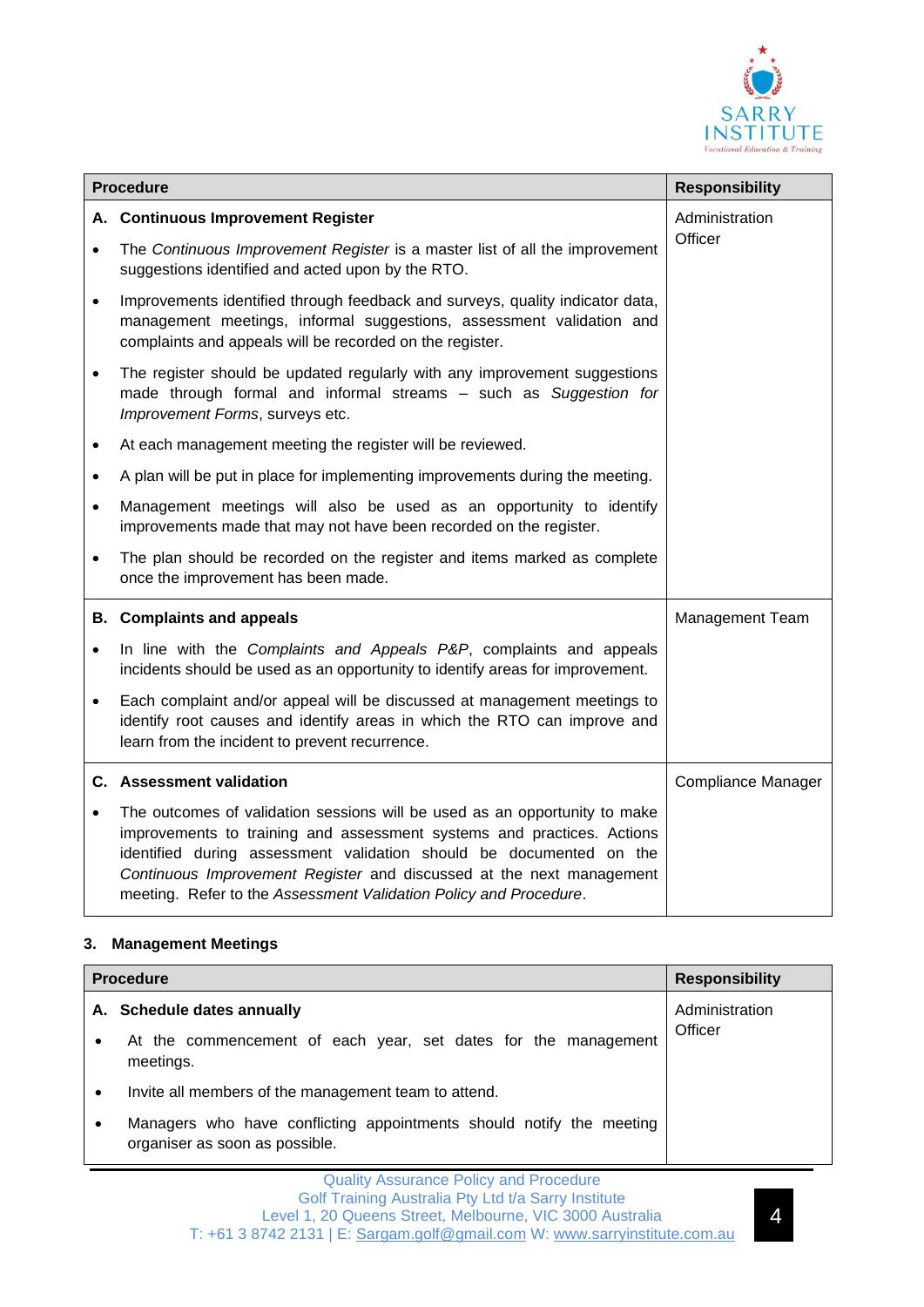| Procedure | Responsibility |
|---|---|
| **A. Continuous Improvement Register**<br>• The *Continuous Improvement Register* is a master list of all the improvement suggestions identified and acted upon by the RTO.<br>• Improvements identified through feedback and surveys, quality indicator data, management meetings, informal suggestions, assessment validation and complaints and appeals will be recorded on the register.<br>• The register should be updated regularly with any improvement suggestions made through formal and informal streams – such as *Suggestion for Improvement Forms*, surveys etc.<br>• At each management meeting the register will be reviewed.<br>• A plan will be put in place for implementing improvements during the meeting.<br>• Management meetings will also be used as an opportunity to identify improvements made that may not have been recorded on the register.<br>• The plan should be recorded on the register and items marked as complete once the improvement has been made. | Administration Officer |
| **B. Complaints and appeals**<br>• In line with the *Complaints and Appeals P&P*, complaints and appeals incidents should be used as an opportunity to identify areas for improvement.<br>• Each complaint and/or appeal will be discussed at management meetings to identify root causes and identify areas in which the RTO can improve and learn from the incident to prevent recurrence. | Management Team |
| **C. Assessment validation**<br>• The outcomes of validation sessions will be used as an opportunity to make improvements to training and assessment systems and practices. Actions identified during assessment validation should be documented on the *Continuous Improvement Register* and discussed at the next management meeting. Refer to the *Assessment Validation Policy and Procedure*. | Compliance Manager |

### 3. Management Meetings

| Procedure | Responsibility |
|---|---|
| **A. Schedule dates annually**<br>• At the commencement of each year, set dates for the management meetings.<br>• Invite all members of the management team to attend.<br>• Managers who have conflicting appointments should notify the meeting organiser as soon as possible. | Administration Officer |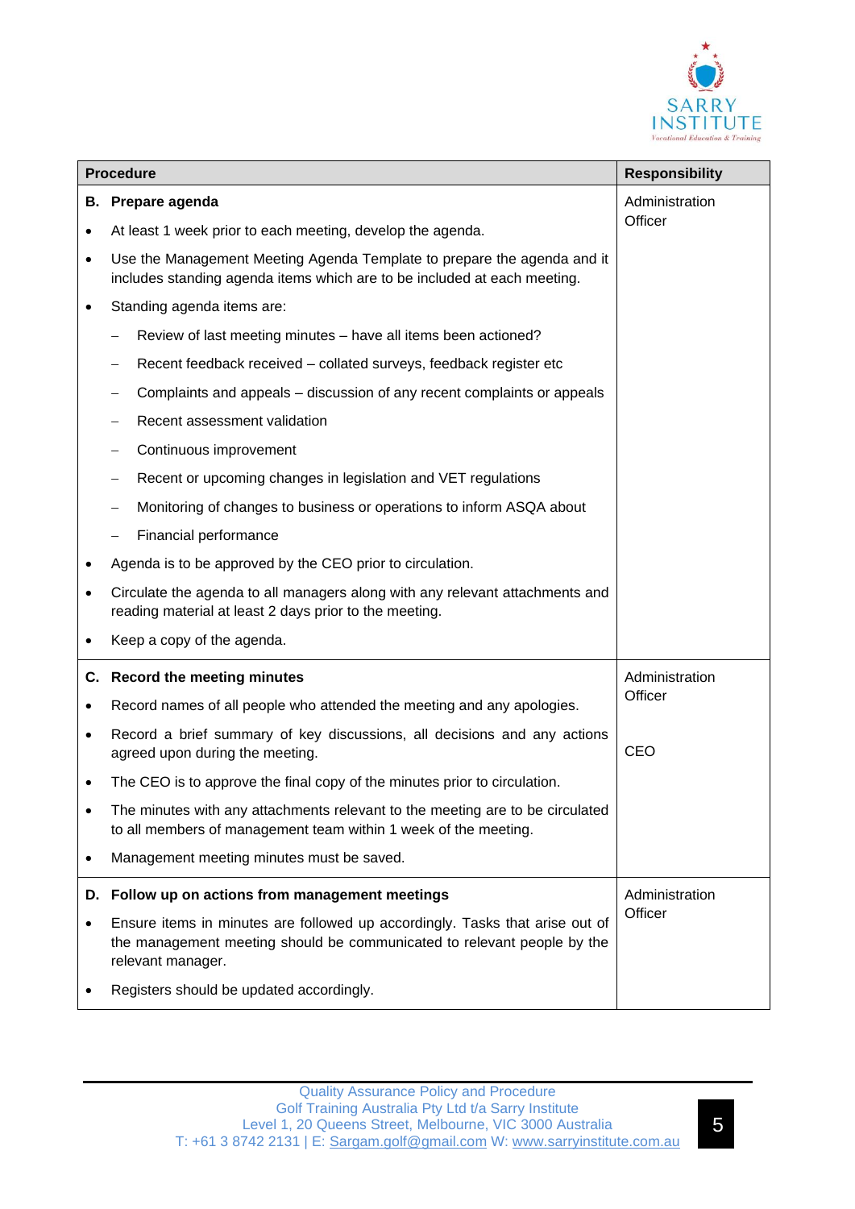| Procedure | Responsibility |
|---|---|
| **B. Prepare agenda**<br>• At least 1 week prior to each meeting, develop the agenda.<br>• Use the Management Meeting Agenda Template to prepare the agenda and it includes standing agenda items which are to be included at each meeting.<br>• Standing agenda items are:<br>&nbsp;&nbsp;– Review of last meeting minutes – have all items been actioned?<br>&nbsp;&nbsp;– Recent feedback received – collated surveys, feedback register etc<br>&nbsp;&nbsp;– Complaints and appeals – discussion of any recent complaints or appeals<br>&nbsp;&nbsp;– Recent assessment validation<br>&nbsp;&nbsp;– Continuous improvement<br>&nbsp;&nbsp;– Recent or upcoming changes in legislation and VET regulations<br>&nbsp;&nbsp;– Monitoring of changes to business or operations to inform ASQA about<br>&nbsp;&nbsp;– Financial performance<br>• Agenda is to be approved by the CEO prior to circulation.<br>• Circulate the agenda to all managers along with any relevant attachments and reading material at least 2 days prior to the meeting.<br>• Keep a copy of the agenda. | Administration Officer |
| **C. Record the meeting minutes**<br>• Record names of all people who attended the meeting and any apologies.<br>• Record a brief summary of key discussions, all decisions and any actions agreed upon during the meeting.<br>• The CEO is to approve the final copy of the minutes prior to circulation.<br>• The minutes with any attachments relevant to the meeting are to be circulated to all members of management team within 1 week of the meeting.<br>• Management meeting minutes must be saved. | Administration Officer<br><br>CEO |
| **D. Follow up on actions from management meetings**<br>• Ensure items in minutes are followed up accordingly. Tasks that arise out of the management meeting should be communicated to relevant people by the relevant manager.<br>• Registers should be updated accordingly. | Administration Officer |